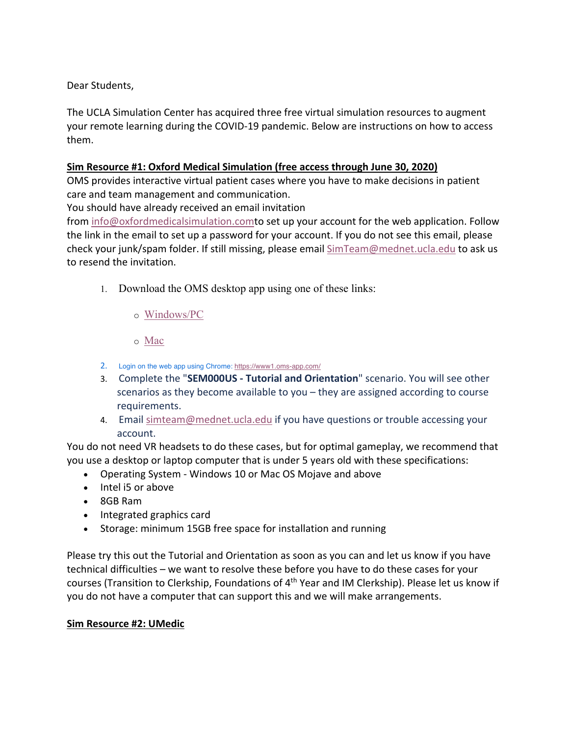Dear Students,

The UCLA Simulation Center has acquired three free virtual simulation resources to augment your remote learning during the COVID-19 pandemic. Below are instructions on how to access them.

**Sim Resource #1: Oxford Medical Simulation (free access through June 30, 2020)**

OMS provides interactive virtual patient cases where you have to make decisions in patient care and team management and communication.

You should have already received an email invitation from info@oxfordmedicalsimulation.comto set up your account for the web application. Follow the link in the email to set up a password for your account. If you do not see this email, please check your junk/spam folder. If still missing, please email SimTeam@mednet.ucla.edu to ask us to resend the invitation.

1. Download the OMS desktop app using one of these links:
   - Windows/PC
   - Mac
2. Login on the web app using Chrome: https://www1.oms-app.com/
3. Complete the "**SEM000US - Tutorial and Orientation**" scenario. You will see other scenarios as they become available to you – they are assigned according to course requirements.
4. Email simteam@mednet.ucla.edu if you have questions or trouble accessing your account.

You do not need VR headsets to do these cases, but for optimal gameplay, we recommend that you use a desktop or laptop computer that is under 5 years old with these specifications:

- Operating System - Windows 10 or Mac OS Mojave and above
- Intel i5 or above
- 8GB Ram
- Integrated graphics card
- Storage: minimum 15GB free space for installation and running

Please try this out the Tutorial and Orientation as soon as you can and let us know if you have technical difficulties – we want to resolve these before you have to do these cases for your courses (Transition to Clerkship, Foundations of 4th Year and IM Clerkship). Please let us know if you do not have a computer that can support this and we will make arrangements.

**Sim Resource #2: UMedic**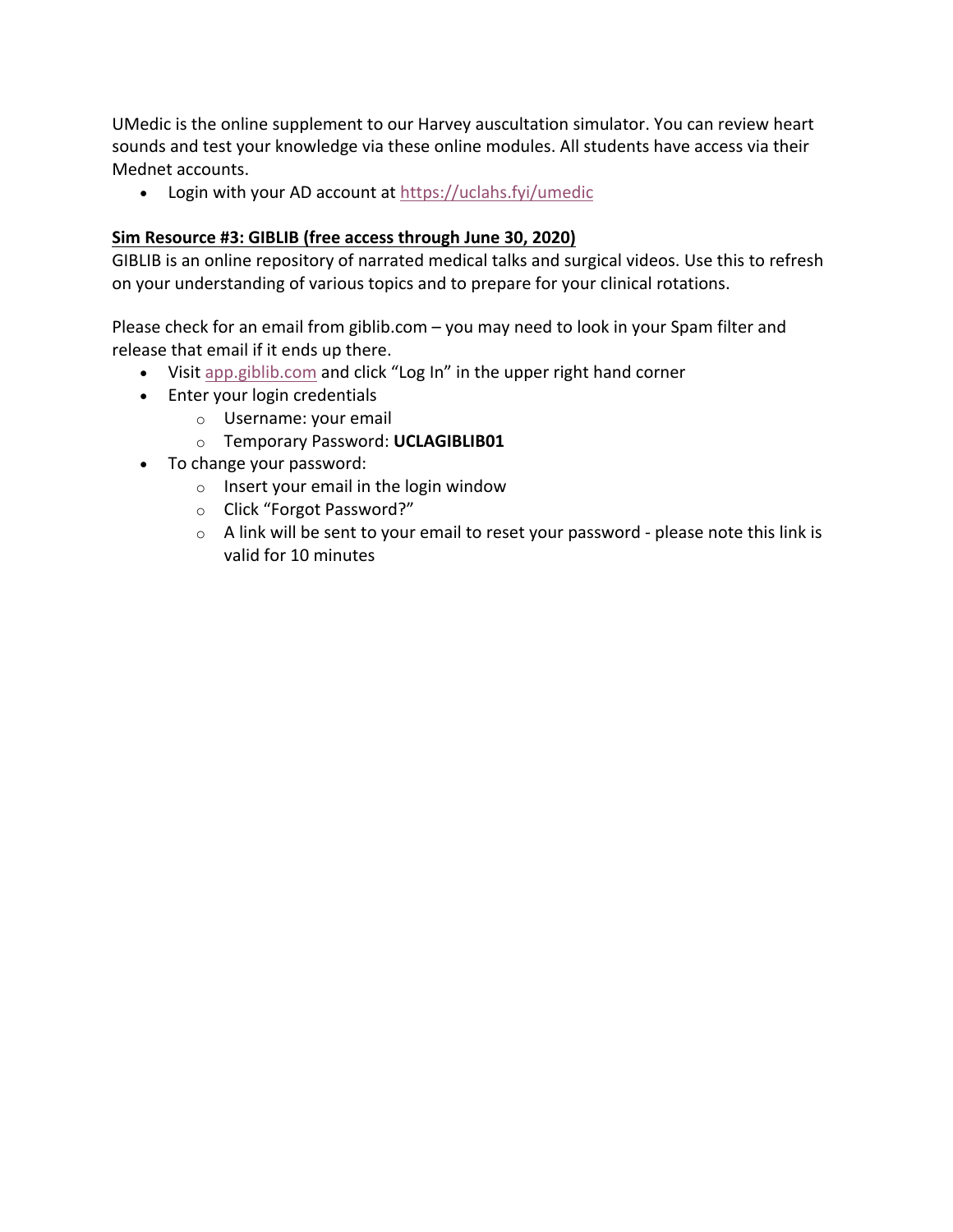UMedic is the online supplement to our Harvey auscultation simulator. You can review heart sounds and test your knowledge via these online modules. All students have access via their Mednet accounts.

- Login with your AD account at [https://uclahs.fyi/umedic](https://uclahs.fyi/umedic)

**Sim Resource #3: GIBLIB (free access through June 30, 2020)**

GIBLIB is an online repository of narrated medical talks and surgical videos. Use this to refresh on your understanding of various topics and to prepare for your clinical rotations.

Please check for an email from giblib.com – you may need to look in your Spam filter and release that email if it ends up there.

- Visit [app.giblib.com](app.giblib.com) and click “Log In” in the upper right hand corner
- Enter your login credentials
    - Username: your email
    - Temporary Password: **UCLAGIBLIB01**
- To change your password:
    - Insert your email in the login window
    - Click “Forgot Password?”
    - A link will be sent to your email to reset your password - please note this link is valid for 10 minutes